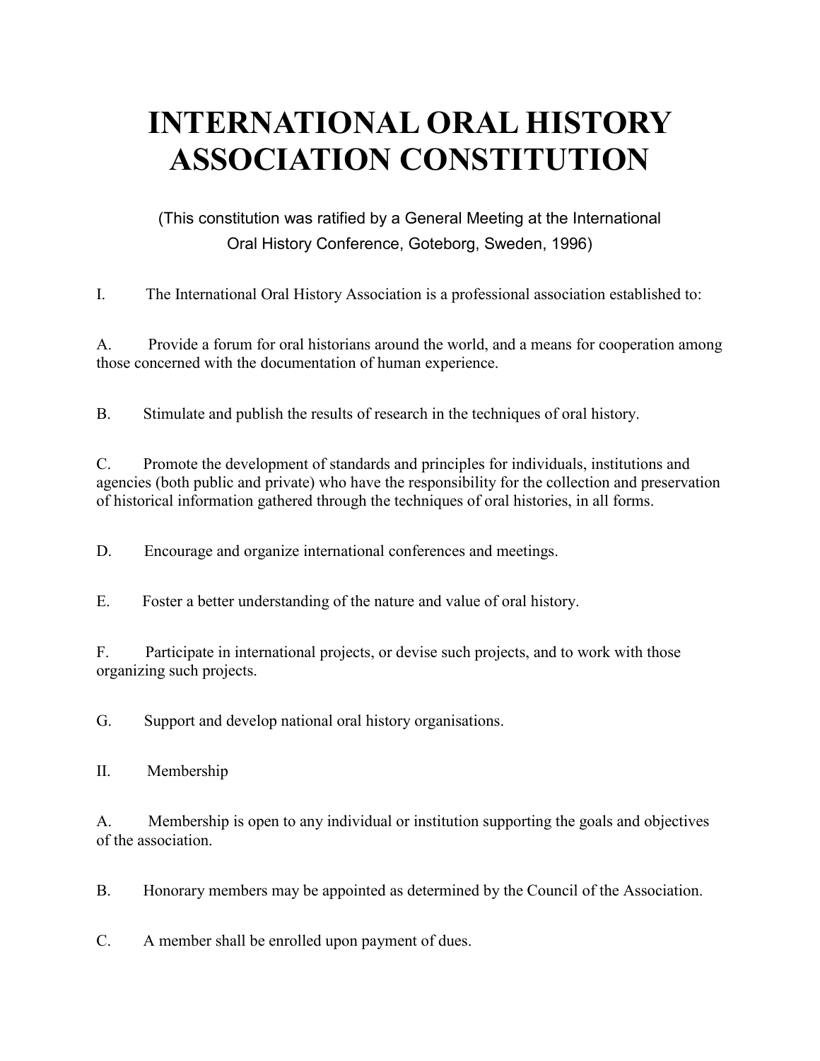# INTERNATIONAL ORAL HISTORY ASSOCIATION CONSTITUTION

(This constitution was ratified by a General Meeting at the International Oral History Conference, Goteborg, Sweden, 1996)

I. The International Oral History Association is a professional association established to:

A. Provide a forum for oral historians around the world, and a means for cooperation among those concerned with the documentation of human experience.

B. Stimulate and publish the results of research in the techniques of oral history.

C. Promote the development of standards and principles for individuals, institutions and agencies (both public and private) who have the responsibility for the collection and preservation of historical information gathered through the techniques of oral histories, in all forms.

D. Encourage and organize international conferences and meetings.

E. Foster a better understanding of the nature and value of oral history.

F. Participate in international projects, or devise such projects, and to work with those organizing such projects.

G. Support and develop national oral history organisations.

II. Membership

A. Membership is open to any individual or institution supporting the goals and objectives of the association.

B. Honorary members may be appointed as determined by the Council of the Association.

C. A member shall be enrolled upon payment of dues.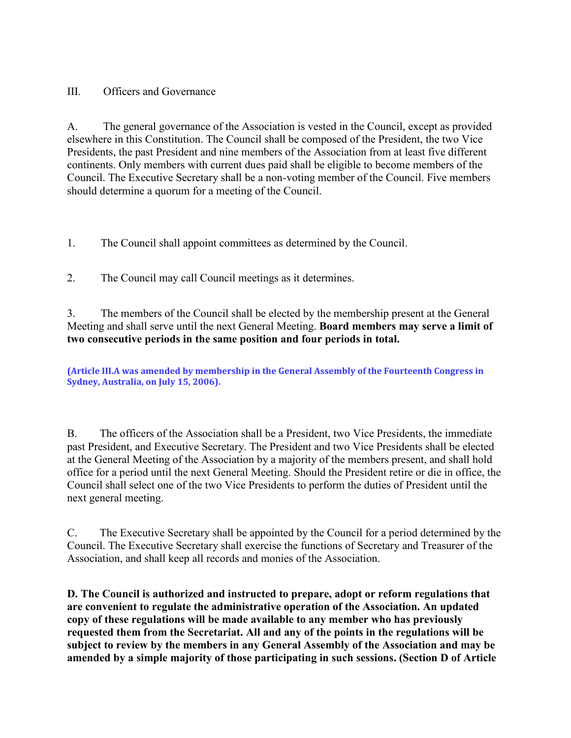## III. Officers and Governance

A. The general governance of the Association is vested in the Council, except as provided elsewhere in this Constitution. The Council shall be composed of the President, the two Vice Presidents, the past President and nine members of the Association from at least five different continents. Only members with current dues paid shall be eligible to become members of the Council. The Executive Secretary shall be a non-voting member of the Council. Five members should determine a quorum for a meeting of the Council.

1. The Council shall appoint committees as determined by the Council.

2. The Council may call Council meetings as it determines.

3. The members of the Council shall be elected by the membership present at the General Meeting and shall serve until the next General Meeting. **Board members may serve a limit of two consecutive periods in the same position and four periods in total.**

**(Article III.A was amended by membership in the General Assembly of the Fourteenth Congress in Sydney, Australia, on July 15, 2006).**

B. The officers of the Association shall be a President, two Vice Presidents, the immediate past President, and Executive Secretary. The President and two Vice Presidents shall be elected at the General Meeting of the Association by a majority of the members present, and shall hold office for a period until the next General Meeting. Should the President retire or die in office, the Council shall select one of the two Vice Presidents to perform the duties of President until the next general meeting.

C. The Executive Secretary shall be appointed by the Council for a period determined by the Council. The Executive Secretary shall exercise the functions of Secretary and Treasurer of the Association, and shall keep all records and monies of the Association.

**D. The Council is authorized and instructed to prepare, adopt or reform regulations that are convenient to regulate the administrative operation of the Association. An updated copy of these regulations will be made available to any member who has previously requested them from the Secretariat. All and any of the points in the regulations will be subject to review by the members in any General Assembly of the Association and may be amended by a simple majority of those participating in such sessions. (Section D of Article**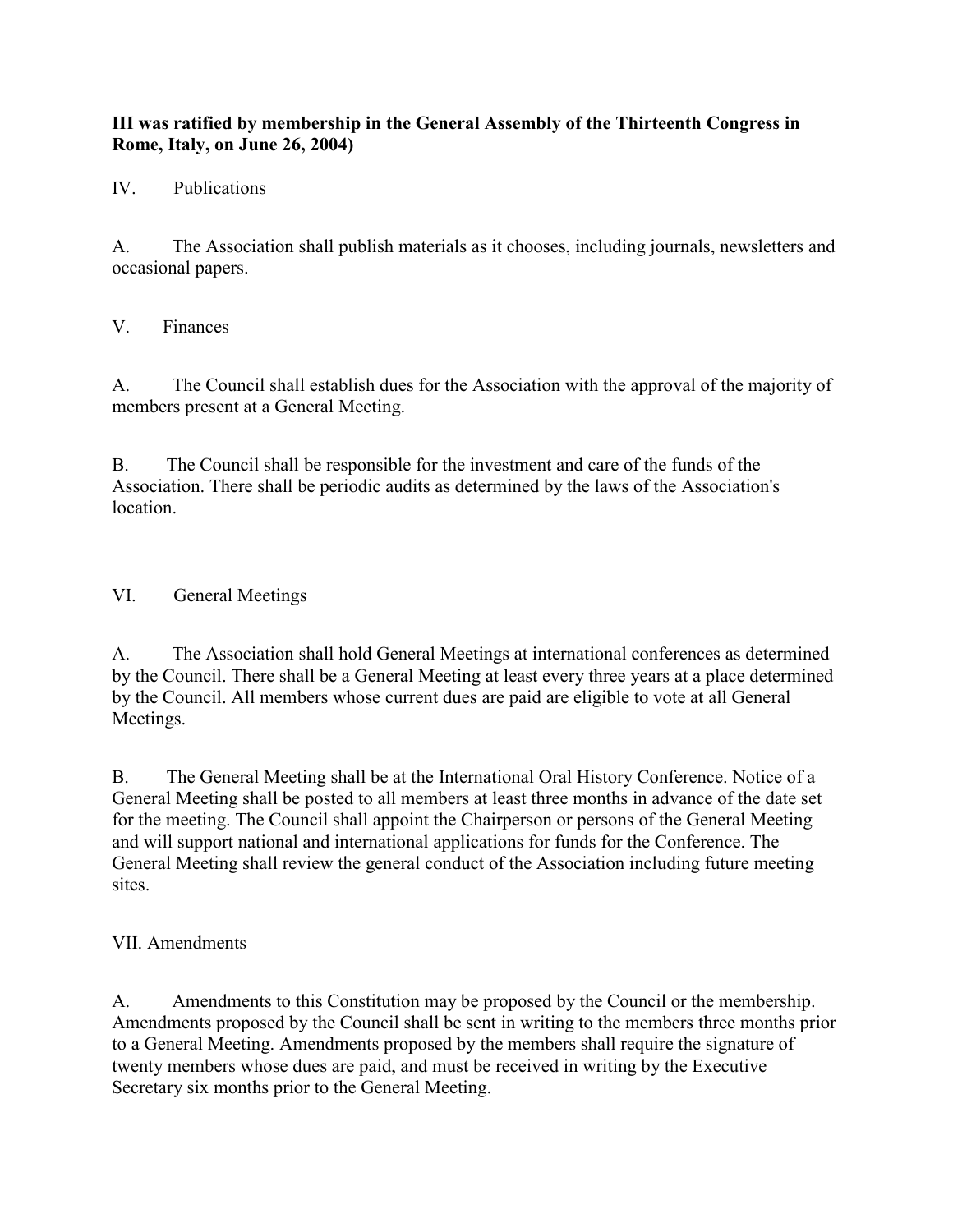**III was ratified by membership in the General Assembly of the Thirteenth Congress in Rome, Italy, on June 26, 2004)**

IV. Publications

A. The Association shall publish materials as it chooses, including journals, newsletters and occasional papers.

V. Finances

A. The Council shall establish dues for the Association with the approval of the majority of members present at a General Meeting.

B. The Council shall be responsible for the investment and care of the funds of the Association. There shall be periodic audits as determined by the laws of the Association's location.

VI. General Meetings

A. The Association shall hold General Meetings at international conferences as determined by the Council. There shall be a General Meeting at least every three years at a place determined by the Council. All members whose current dues are paid are eligible to vote at all General Meetings.

B. The General Meeting shall be at the International Oral History Conference. Notice of a General Meeting shall be posted to all members at least three months in advance of the date set for the meeting. The Council shall appoint the Chairperson or persons of the General Meeting and will support national and international applications for funds for the Conference. The General Meeting shall review the general conduct of the Association including future meeting sites.

VII. Amendments

A. Amendments to this Constitution may be proposed by the Council or the membership. Amendments proposed by the Council shall be sent in writing to the members three months prior to a General Meeting. Amendments proposed by the members shall require the signature of twenty members whose dues are paid, and must be received in writing by the Executive Secretary six months prior to the General Meeting.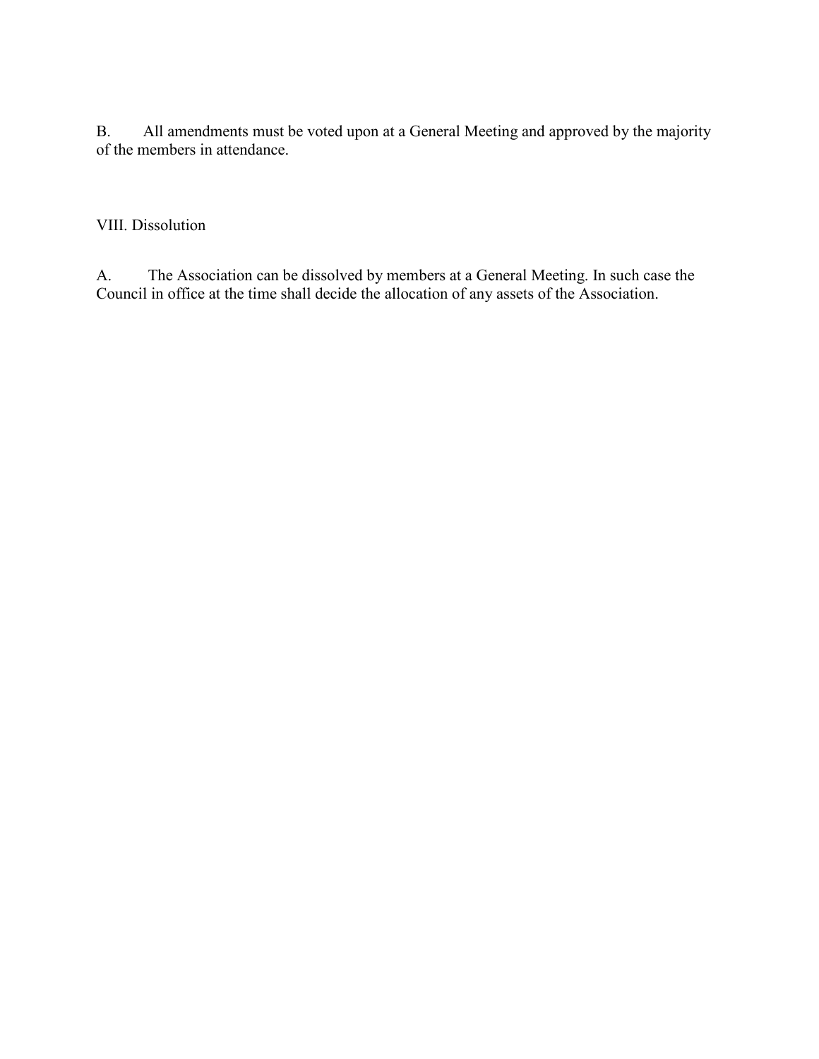B. All amendments must be voted upon at a General Meeting and approved by the majority of the members in attendance.

## VIII. Dissolution

A. The Association can be dissolved by members at a General Meeting. In such case the Council in office at the time shall decide the allocation of any assets of the Association.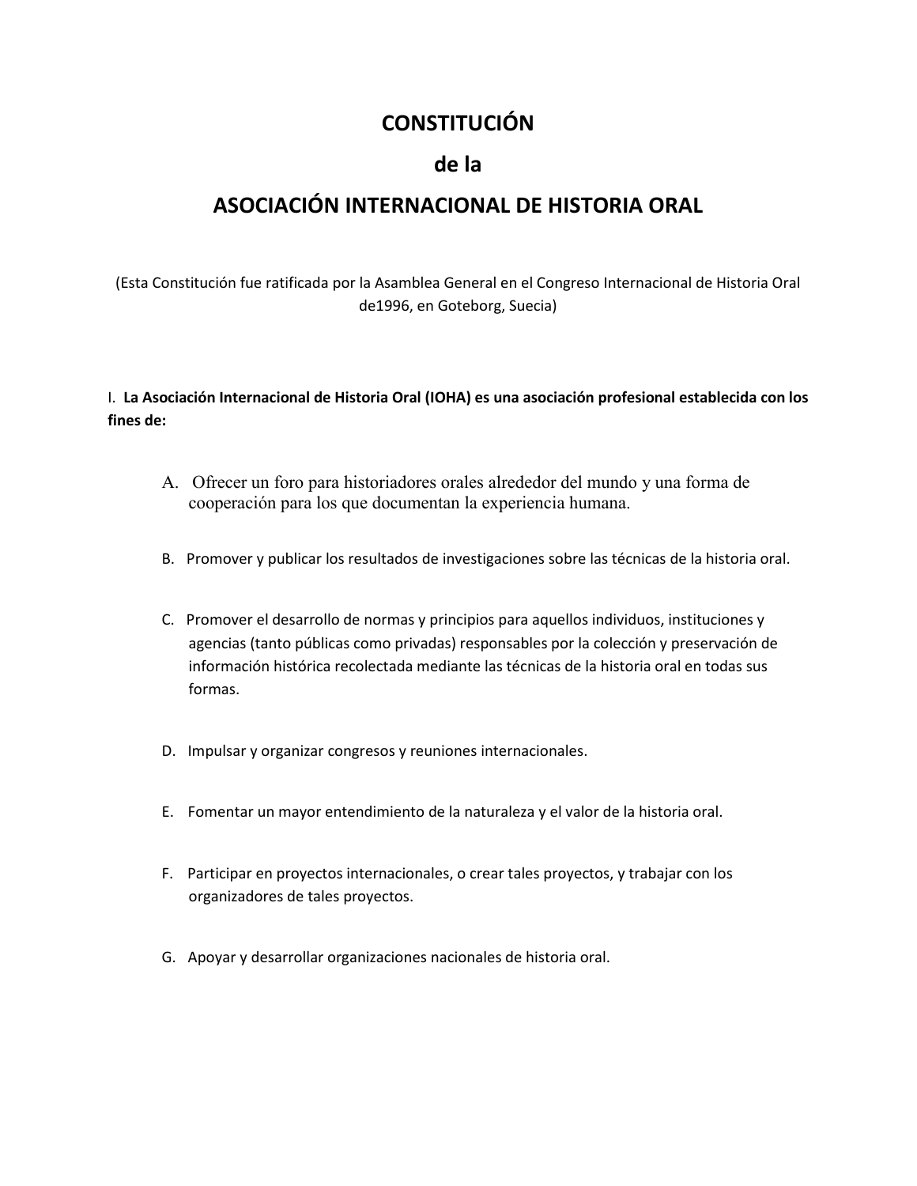# CONSTITUCIÓN

# de la

# ASOCIACIÓN INTERNACIONAL DE HISTORIA ORAL

(Esta Constitución fue ratificada por la Asamblea General en el Congreso Internacional de Historia Oral de1996, en Goteborg, Suecia)

I. **La Asociación Internacional de Historia Oral (IOHA) es una asociación profesional establecida con los fines de:**

A. Ofrecer un foro para historiadores orales alrededor del mundo y una forma de cooperación para los que documentan la experiencia humana.

B. Promover y publicar los resultados de investigaciones sobre las técnicas de la historia oral.

C. Promover el desarrollo de normas y principios para aquellos individuos, instituciones y agencias (tanto públicas como privadas) responsables por la colección y preservación de información histórica recolectada mediante las técnicas de la historia oral en todas sus formas.

D. Impulsar y organizar congresos y reuniones internacionales.

E. Fomentar un mayor entendimiento de la naturaleza y el valor de la historia oral.

F. Participar en proyectos internacionales, o crear tales proyectos, y trabajar con los organizadores de tales proyectos.

G. Apoyar y desarrollar organizaciones nacionales de historia oral.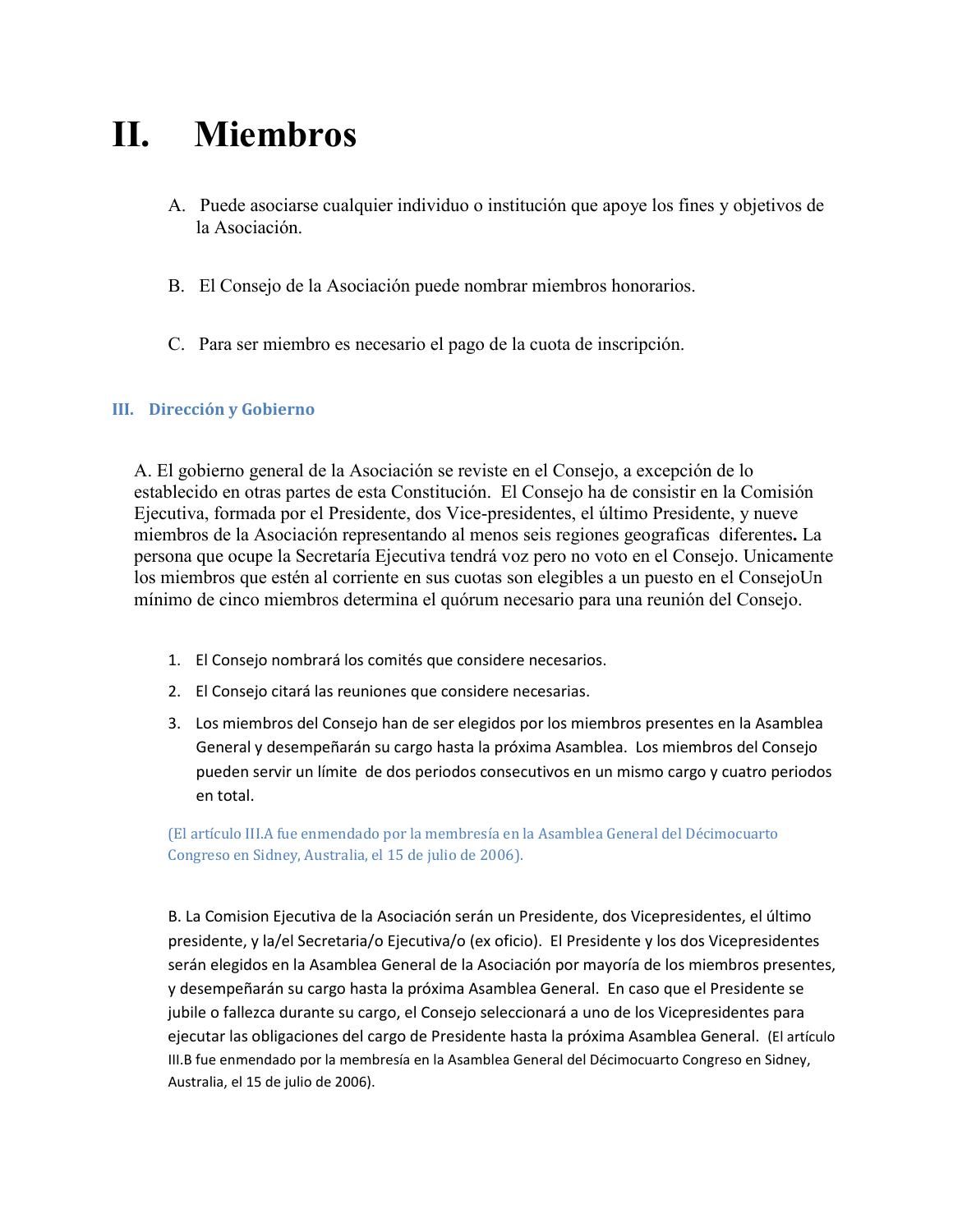# II. Miembros

A. Puede asociarse cualquier individuo o institución que apoye los fines y objetivos de la Asociación.

B. El Consejo de la Asociación puede nombrar miembros honorarios.

C. Para ser miembro es necesario el pago de la cuota de inscripción.

## III. Dirección y Gobierno

A. El gobierno general de la Asociación se reviste en el Consejo, a excepción de lo establecido en otras partes de esta Constitución. El Consejo ha de consistir en la Comisión Ejecutiva, formada por el Presidente, dos Vice-presidentes, el último Presidente, y nueve miembros de la Asociación representando al menos seis regiones geograficas diferentes**.** La persona que ocupe la Secretaría Ejecutiva tendrá voz pero no voto en el Consejo. Unicamente los miembros que estén al corriente en sus cuotas son elegibles a un puesto en el ConsejoUn mínimo de cinco miembros determina el quórum necesario para una reunión del Consejo.

1. El Consejo nombrará los comités que considere necesarios.
2. El Consejo citará las reuniones que considere necesarias.
3. Los miembros del Consejo han de ser elegidos por los miembros presentes en la Asamblea General y desempeñarán su cargo hasta la próxima Asamblea. Los miembros del Consejo pueden servir un límite de dos periodos consecutivos en un mismo cargo y cuatro periodos en total.

(El artículo III.A fue enmendado por la membresía en la Asamblea General del Décimocuarto Congreso en Sidney, Australia, el 15 de julio de 2006).

B. La Comision Ejecutiva de la Asociación serán un Presidente, dos Vicepresidentes, el último presidente, y la/el Secretaria/o Ejecutiva/o (ex oficio). El Presidente y los dos Vicepresidentes serán elegidos en la Asamblea General de la Asociación por mayoría de los miembros presentes, y desempeñarán su cargo hasta la próxima Asamblea General. En caso que el Presidente se jubile o fallezca durante su cargo, el Consejo seleccionará a uno de los Vicepresidentes para ejecutar las obligaciones del cargo de Presidente hasta la próxima Asamblea General. (El artículo III.B fue enmendado por la membresía en la Asamblea General del Décimocuarto Congreso en Sidney, Australia, el 15 de julio de 2006).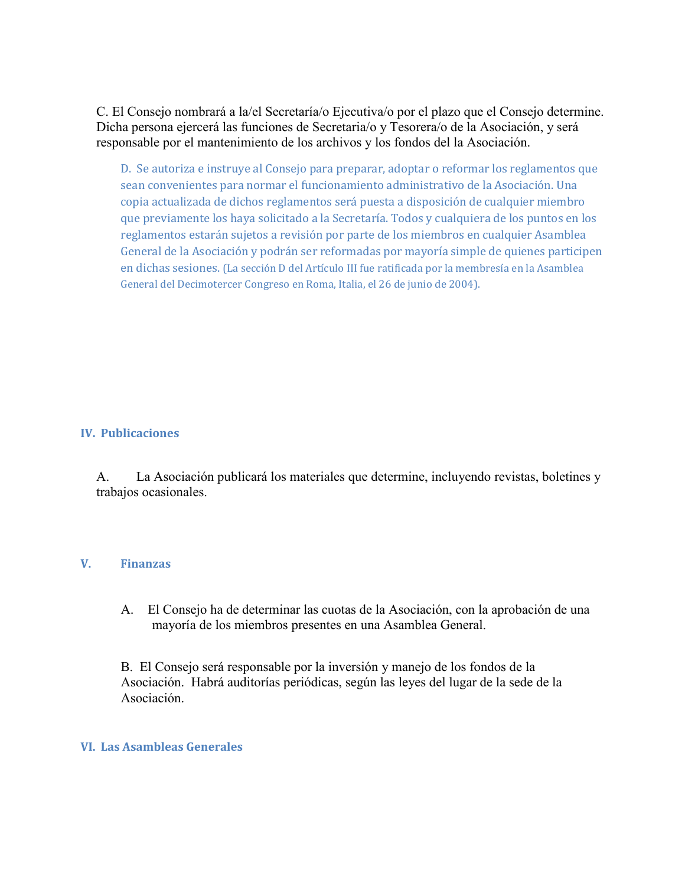C. El Consejo nombrará a la/el Secretaría/o Ejecutiva/o por el plazo que el Consejo determine. Dicha persona ejercerá las funciones de Secretaria/o y Tesorera/o de la Asociación, y será responsable por el mantenimiento de los archivos y los fondos del la Asociación.

D. Se autoriza e instruye al Consejo para preparar, adoptar o reformar los reglamentos que sean convenientes para normar el funcionamiento administrativo de la Asociación. Una copia actualizada de dichos reglamentos será puesta a disposición de cualquier miembro que previamente los haya solicitado a la Secretaría. Todos y cualquiera de los puntos en los reglamentos estarán sujetos a revisión por parte de los miembros en cualquier Asamblea General de la Asociación y podrán ser reformadas por mayoría simple de quienes participen en dichas sesiones. (La sección D del Artículo III fue ratificada por la membresía en la Asamblea General del Decimotercer Congreso en Roma, Italia, el 26 de junio de 2004).

## IV. Publicaciones

A. La Asociación publicará los materiales que determine, incluyendo revistas, boletines y trabajos ocasionales.

## V. Finanzas

A. El Consejo ha de determinar las cuotas de la Asociación, con la aprobación de una mayoría de los miembros presentes en una Asamblea General.

B. El Consejo será responsable por la inversión y manejo de los fondos de la Asociación. Habrá auditorías periódicas, según las leyes del lugar de la sede de la Asociación.

## VI. Las Asambleas Generales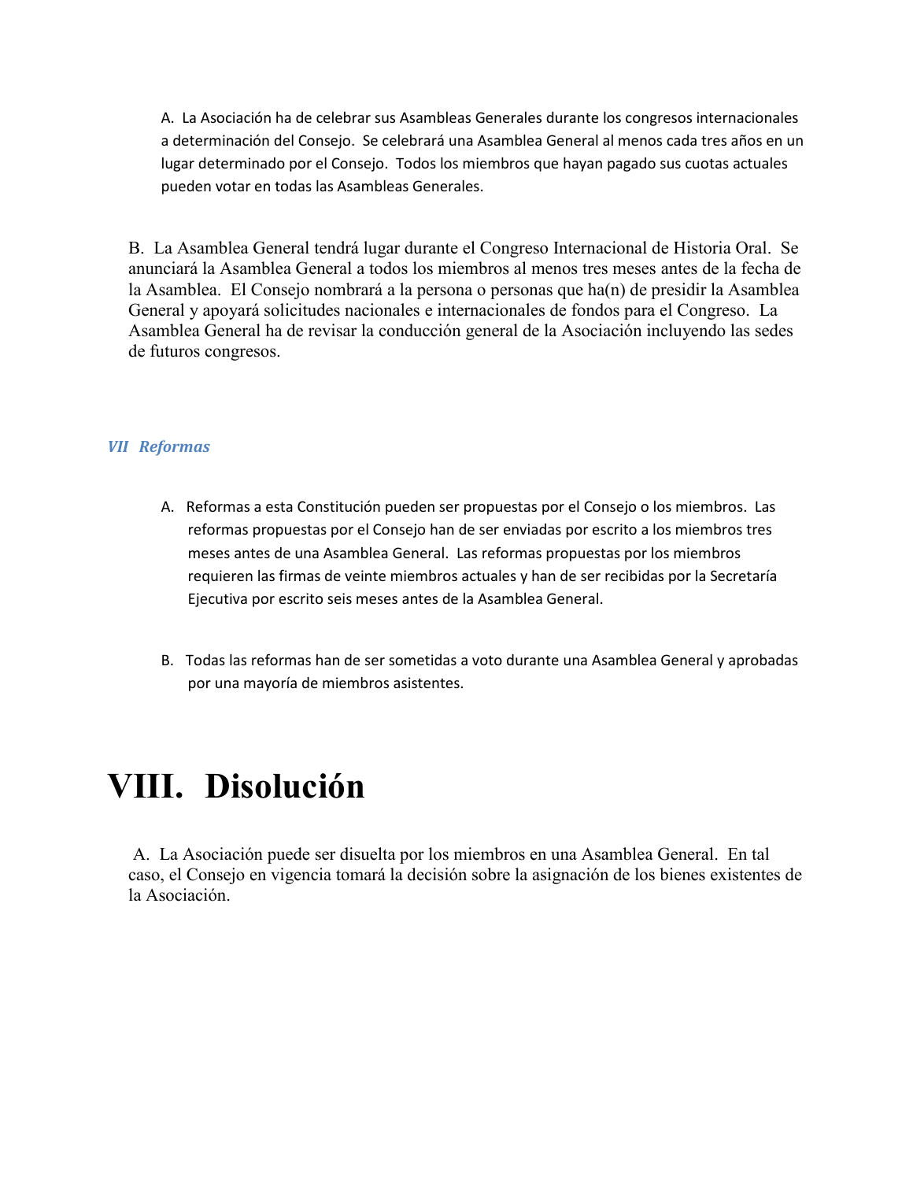A. La Asociación ha de celebrar sus Asambleas Generales durante los congresos internacionales a determinación del Consejo. Se celebrará una Asamblea General al menos cada tres años en un lugar determinado por el Consejo. Todos los miembros que hayan pagado sus cuotas actuales pueden votar en todas las Asambleas Generales.

B. La Asamblea General tendrá lugar durante el Congreso Internacional de Historia Oral. Se anunciará la Asamblea General a todos los miembros al menos tres meses antes de la fecha de la Asamblea. El Consejo nombrará a la persona o personas que ha(n) de presidir la Asamblea General y apoyará solicitudes nacionales e internacionales de fondos para el Congreso. La Asamblea General ha de revisar la conducción general de la Asociación incluyendo las sedes de futuros congresos.

### *VII Reformas*

A. Reformas a esta Constitución pueden ser propuestas por el Consejo o los miembros. Las reformas propuestas por el Consejo han de ser enviadas por escrito a los miembros tres meses antes de una Asamblea General. Las reformas propuestas por los miembros requieren las firmas de veinte miembros actuales y han de ser recibidas por la Secretaría Ejecutiva por escrito seis meses antes de la Asamblea General.

B. Todas las reformas han de ser sometidas a voto durante una Asamblea General y aprobadas por una mayoría de miembros asistentes.

# VIII. Disolución

A. La Asociación puede ser disuelta por los miembros en una Asamblea General. En tal caso, el Consejo en vigencia tomará la decisión sobre la asignación de los bienes existentes de la Asociación.